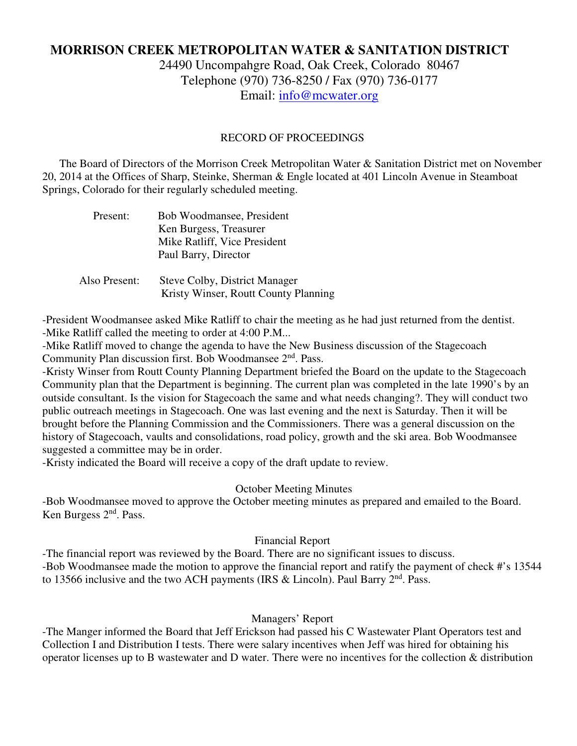# MORRISON CREEK METROPOLITAN WATER & SANITATION DISTRICT

24490 Uncompahgre Road, Oak Creek, Colorado 80467
Telephone (970) 736-8250 / Fax (970) 736-0177
Email: info@mcwater.org

## RECORD OF PROCEEDINGS

The Board of Directors of the Morrison Creek Metropolitan Water & Sanitation District met on November 20, 2014 at the Offices of Sharp, Steinke, Sherman & Engle located at 401 Lincoln Avenue in Steamboat Springs, Colorado for their regularly scheduled meeting.

Present: Bob Woodmansee, President
Ken Burgess, Treasurer
Mike Ratliff, Vice President
Paul Barry, Director

Also Present: Steve Colby, District Manager
Kristy Winser, Routt County Planning

-President Woodmansee asked Mike Ratliff to chair the meeting as he had just returned from the dentist.
-Mike Ratliff called the meeting to order at 4:00 P.M...
-Mike Ratliff moved to change the agenda to have the New Business discussion of the Stagecoach Community Plan discussion first. Bob Woodmansee 2nd. Pass.
-Kristy Winser from Routt County Planning Department briefed the Board on the update to the Stagecoach Community plan that the Department is beginning. The current plan was completed in the late 1990's by an outside consultant. Is the vision for Stagecoach the same and what needs changing?. They will conduct two public outreach meetings in Stagecoach. One was last evening and the next is Saturday. Then it will be brought before the Planning Commission and the Commissioners. There was a general discussion on the history of Stagecoach, vaults and consolidations, road policy, growth and the ski area. Bob Woodmansee suggested a committee may be in order.
-Kristy indicated the Board will receive a copy of the draft update to review.

### October Meeting Minutes

-Bob Woodmansee moved to approve the October meeting minutes as prepared and emailed to the Board. Ken Burgess 2nd. Pass.

### Financial Report

-The financial report was reviewed by the Board. There are no significant issues to discuss.
-Bob Woodmansee made the motion to approve the financial report and ratify the payment of check #'s 13544 to 13566 inclusive and the two ACH payments (IRS & Lincoln). Paul Barry 2nd. Pass.

### Managers' Report

-The Manger informed the Board that Jeff Erickson had passed his C Wastewater Plant Operators test and Collection I and Distribution I tests. There were salary incentives when Jeff was hired for obtaining his operator licenses up to B wastewater and D water. There were no incentives for the collection & distribution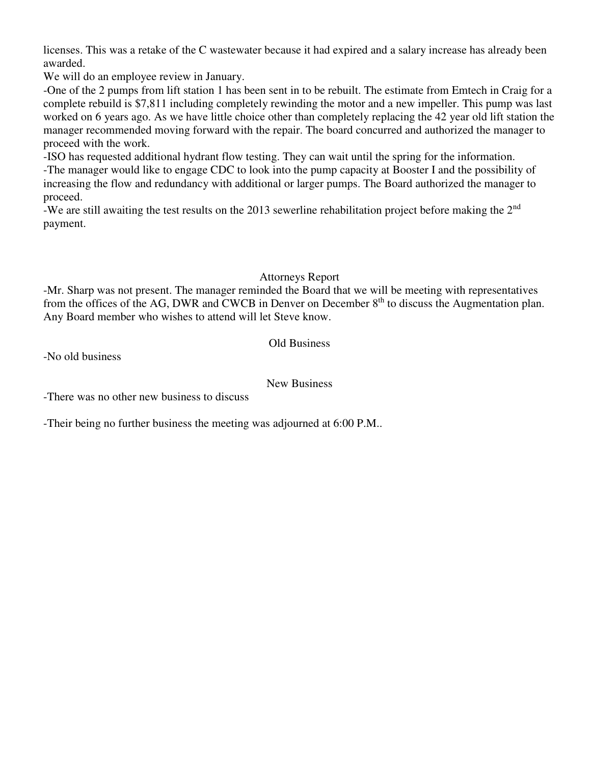licenses. This was a retake of the C wastewater because it had expired and a salary increase has already been awarded.

We will do an employee review in January.

-One of the 2 pumps from lift station 1 has been sent in to be rebuilt. The estimate from Emtech in Craig for a complete rebuild is $7,811 including completely rewinding the motor and a new impeller. This pump was last worked on 6 years ago. As we have little choice other than completely replacing the 42 year old lift station the manager recommended moving forward with the repair. The board concurred and authorized the manager to proceed with the work.

-ISO has requested additional hydrant flow testing. They can wait until the spring for the information.

-The manager would like to engage CDC to look into the pump capacity at Booster I and the possibility of increasing the flow and redundancy with additional or larger pumps. The Board authorized the manager to proceed.

-We are still awaiting the test results on the 2013 sewerline rehabilitation project before making the 2nd payment.

## Attorneys Report

-Mr. Sharp was not present. The manager reminded the Board that we will be meeting with representatives from the offices of the AG, DWR and CWCB in Denver on December 8th to discuss the Augmentation plan. Any Board member who wishes to attend will let Steve know.

## Old Business

-No old business

## New Business

-There was no other new business to discuss

-Their being no further business the meeting was adjourned at 6:00 P.M..